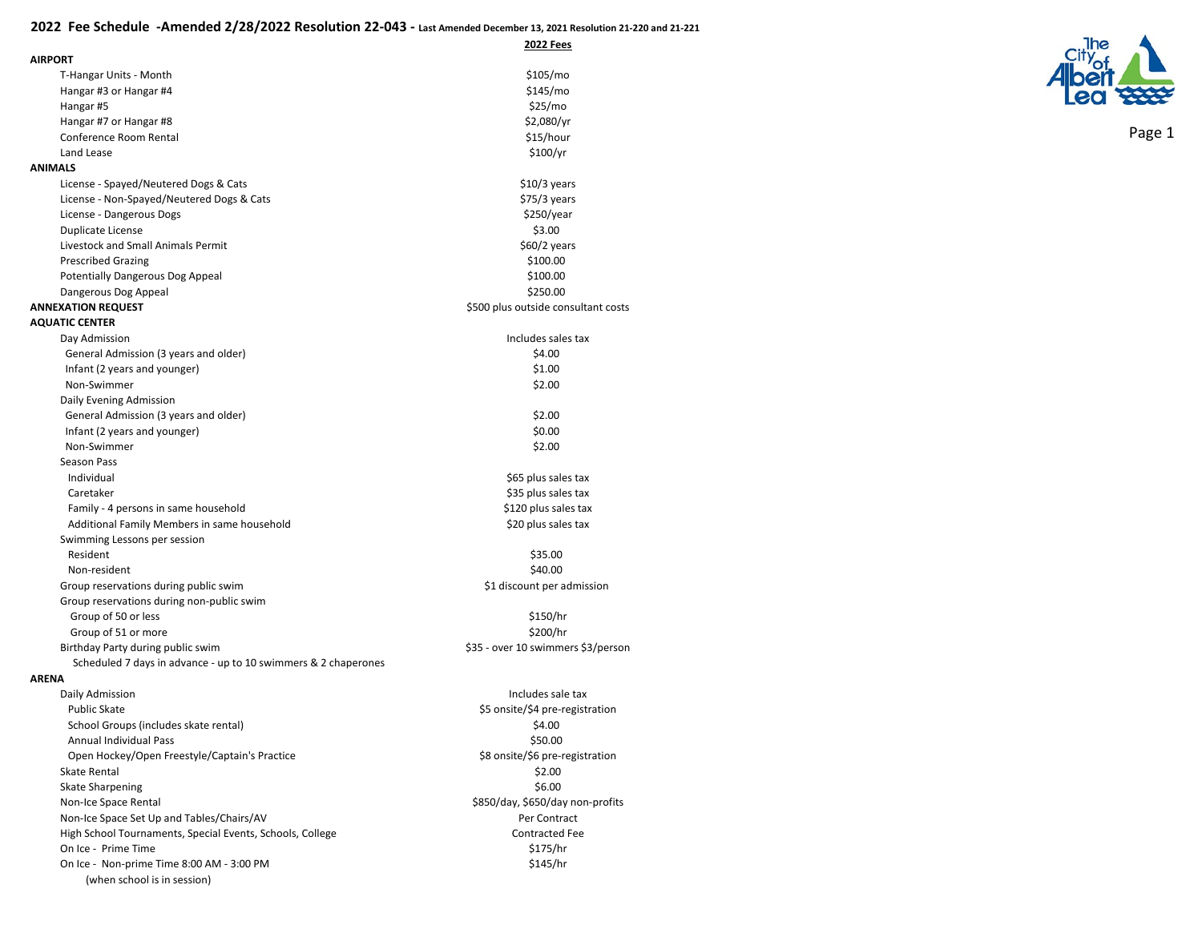# 2022 Fee Schedule -Amended 2/28/2022 Resolution 22-043 - Last Amended December 13, 2021 Resolution 21-220 and 21-221

| | 2022 Fees |
|---|---|
| **AIRPORT** | |
| T-Hangar Units - Month | $105/mo |
| Hangar #3 or Hangar #4 | $145/mo |
| Hangar #5 | $25/mo |
| Hangar #7 or Hangar #8 | $2,080/yr |
| Conference Room Rental | $15/hour |
| Land Lease | $100/yr |
| **ANIMALS** | |
| License - Spayed/Neutered Dogs & Cats | $10/3 years |
| License - Non-Spayed/Neutered Dogs & Cats | $75/3 years |
| License - Dangerous Dogs | $250/year |
| Duplicate License | $3.00 |
| Livestock and Small Animals Permit | $60/2 years |
| Prescribed Grazing | $100.00 |
| Potentially Dangerous Dog Appeal | $100.00 |
| Dangerous Dog Appeal | $250.00 |
| **ANNEXATION REQUEST** | $500 plus outside consultant costs |
| **AQUATIC CENTER** | |
| Day Admission | Includes sales tax |
| General Admission (3 years and older) | $4.00 |
| Infant (2 years and younger) | $1.00 |
| Non-Swimmer | $2.00 |
| Daily Evening Admission | |
| General Admission (3 years and older) | $2.00 |
| Infant (2 years and younger) | $0.00 |
| Non-Swimmer | $2.00 |
| Season Pass | |
| Individual | $65 plus sales tax |
| Caretaker | $35 plus sales tax |
| Family - 4 persons in same household | $120 plus sales tax |
| Additional Family Members in same household | $20 plus sales tax |
| Swimming Lessons per session | |
| Resident | $35.00 |
| Non-resident | $40.00 |
| Group reservations during public swim | $1 discount per admission |
| Group reservations during non-public swim | |
| Group of 50 or less | $150/hr |
| Group of 51 or more | $200/hr |
| Birthday Party during public swim | $35 - over 10 swimmers $3/person |
| Scheduled 7 days in advance - up to 10 swimmers & 2 chaperones | |
| **ARENA** | |
| Daily Admission | Includes sale tax |
| Public Skate | $5 onsite/$4 pre-registration |
| School Groups (includes skate rental) | $4.00 |
| Annual Individual Pass | $50.00 |
| Open Hockey/Open Freestyle/Captain's Practice | $8 onsite/$6 pre-registration |
| Skate Rental | $2.00 |
| Skate Sharpening | $6.00 |
| Non-Ice Space Rental | $850/day, $650/day non-profits |
| Non-Ice Space Set Up and Tables/Chairs/AV | Per Contract |
| High School Tournaments, Special Events, Schools, College | Contracted Fee |
| On Ice - Prime Time | $175/hr |
| On Ice - Non-prime Time 8:00 AM - 3:00 PM (when school is in session) | $145/hr |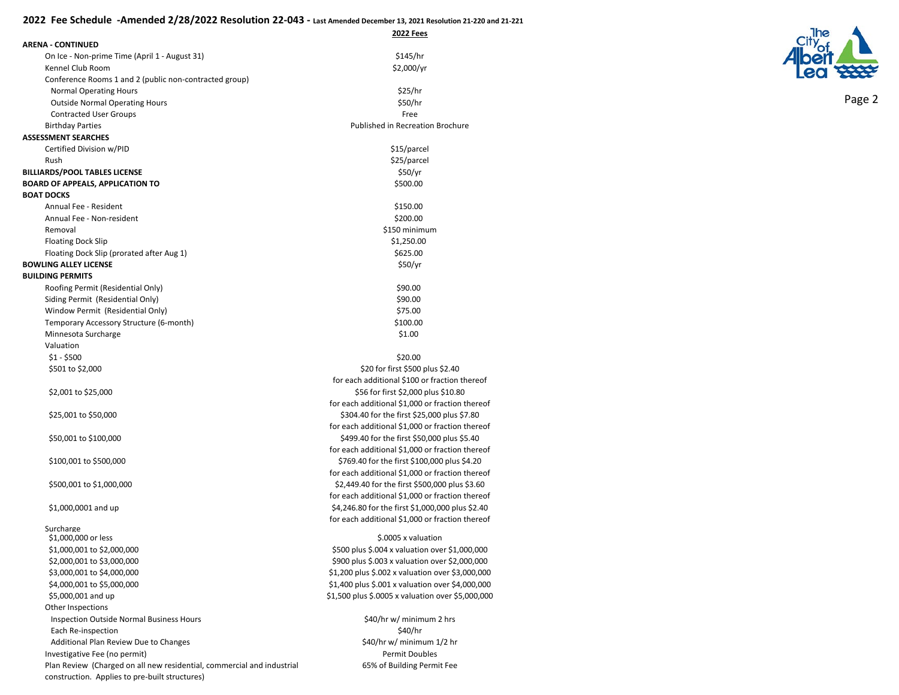## 2022 Fee Schedule -Amended 2/28/2022 Resolution 22-043 - Last Amended December 13, 2021 Resolution 21-220 and 21-221

| | 2022 Fees |
|---|---|
| **ARENA - CONTINUED** | |
| On Ice - Non-prime Time (April 1 - August 31) | $145/hr |
| Kennel Club Room | $2,000/yr |
| Conference Rooms 1 and 2 (public non-contracted group) | |
| Normal Operating Hours | $25/hr |
| Outside Normal Operating Hours | $50/hr |
| Contracted User Groups | Free |
| Birthday Parties | Published in Recreation Brochure |
| **ASSESSMENT SEARCHES** | |
| Certified Division w/PID | $15/parcel |
| Rush | $25/parcel |
| **BILLIARDS/POOL TABLES LICENSE** | $50/yr |
| **BOARD OF APPEALS, APPLICATION TO** | $500.00 |
| **BOAT DOCKS** | |
| Annual Fee - Resident | $150.00 |
| Annual Fee - Non-resident | $200.00 |
| Removal | $150 minimum |
| Floating Dock Slip | $1,250.00 |
| Floating Dock Slip (prorated after Aug 1) | $625.00 |
| **BOWLING ALLEY LICENSE** | $50/yr |
| **BUILDING PERMITS** | |
| Roofing Permit (Residential Only) | $90.00 |
| Siding Permit (Residential Only) | $90.00 |
| Window Permit (Residential Only) | $75.00 |
| Temporary Accessory Structure (6-month) | $100.00 |
| Minnesota Surcharge | $1.00 |
| Valuation | |
| $1 - $500 | $20.00 |
| $501 to $2,000 | $20 for first $500 plus $2.40 for each additional $100 or fraction thereof |
| $2,001 to $25,000 | $56 for first $2,000 plus $10.80 for each additional $1,000 or fraction thereof |
| $25,001 to $50,000 | $304.40 for the first $25,000 plus $7.80 for each additional $1,000 or fraction thereof |
| $50,001 to $100,000 | $499.40 for the first $50,000 plus $5.40 for each additional $1,000 or fraction thereof |
| $100,001 to $500,000 | $769.40 for the first $100,000 plus $4.20 for each additional $1,000 or fraction thereof |
| $500,001 to $1,000,000 | $2,449.40 for the first $500,000 plus $3.60 for each additional $1,000 or fraction thereof |
| $1,000,0001 and up | $4,246.80 for the first $1,000,000 plus $2.40 for each additional $1,000 or fraction thereof |
| Surcharge | |
| $1,000,000 or less | $.0005 x valuation |
| $1,000,001 to $2,000,000 | $500 plus $.004 x valuation over $1,000,000 |
| $2,000,001 to $3,000,000 | $900 plus $.003 x valuation over $2,000,000 |
| $3,000,001 to $4,000,000 | $1,200 plus $.002 x valuation over $3,000,000 |
| $4,000,001 to $5,000,000 | $1,400 plus $.001 x valuation over $4,000,000 |
| $5,000,001 and up | $1,500 plus $.0005 x valuation over $5,000,000 |
| Other Inspections | |
| Inspection Outside Normal Business Hours | $40/hr w/ minimum 2 hrs |
| Each Re-inspection | $40/hr |
| Additional Plan Review Due to Changes | $40/hr w/ minimum 1/2 hr |
| Investigative Fee (no permit) | Permit Doubles |
| Plan Review (Charged on all new residential, commercial and industrial construction. Applies to pre-built structures) | 65% of Building Permit Fee |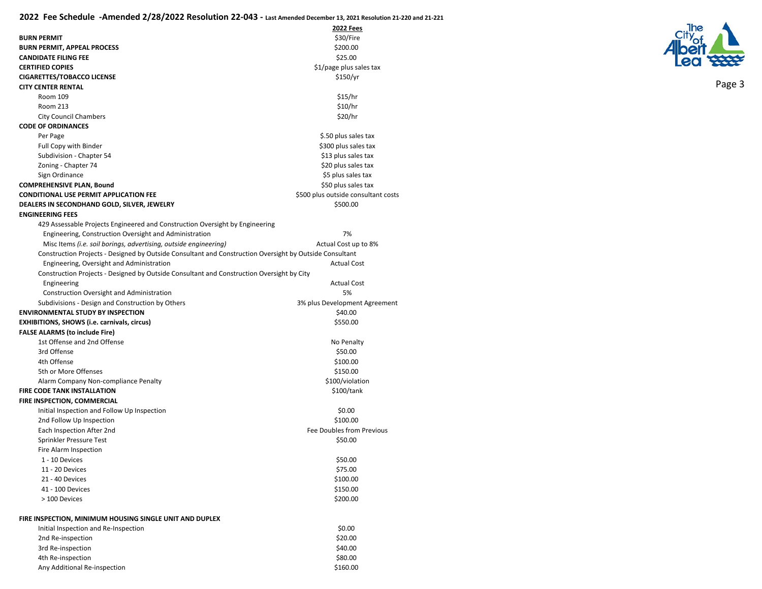# 2022 Fee Schedule -Amended 2/28/2022 Resolution 22-043 - Last Amended December 13, 2021 Resolution 21-220 and 21-221

| | 2022 Fees |
|---|---|
| **BURN PERMIT** | $30/Fire |
| **BURN PERMIT, APPEAL PROCESS** | $200.00 |
| **CANDIDATE FILING FEE** | $25.00 |
| **CERTIFIED COPIES** | $1/page plus sales tax |
| **CIGARETTES/TOBACCO LICENSE** | $150/yr |
| **CITY CENTER RENTAL** | |
| Room 109 | $15/hr |
| Room 213 | $10/hr |
| City Council Chambers | $20/hr |
| **CODE OF ORDINANCES** | |
| Per Page | $.50 plus sales tax |
| Full Copy with Binder | $300 plus sales tax |
| Subdivision - Chapter 54 | $13 plus sales tax |
| Zoning - Chapter 74 | $20 plus sales tax |
| Sign Ordinance | $5 plus sales tax |
| **COMPREHENSIVE PLAN, Bound** | $50 plus sales tax |
| **CONDITIONAL USE PERMIT APPLICATION FEE** | $500 plus outside consultant costs |
| **DEALERS IN SECONDHAND GOLD, SILVER, JEWELRY** | $500.00 |
| **ENGINEERING FEES** | |
| 429 Assessable Projects Engineered and Construction Oversight by Engineering | |
| Engineering, Construction Oversight and Administration | 7% |
| Misc Items *(i.e. soil borings, advertising, outside engineering)* | Actual Cost up to 8% |
| Construction Projects - Designed by Outside Consultant and Construction Oversight by Outside Consultant | |
| Engineering, Oversight and Administration | Actual Cost |
| Construction Projects - Designed by Outside Consultant and Construction Oversight by City | |
| Engineering | Actual Cost |
| Construction Oversight and Administration | 5% |
| Subdivisions - Design and Construction by Others | 3% plus Development Agreement |
| **ENVIRONMENTAL STUDY BY INSPECTION** | $40.00 |
| **EXHIBITIONS, SHOWS (i.e. carnivals, circus)** | $550.00 |
| **FALSE ALARMS (to include Fire)** | |
| 1st Offense and 2nd Offense | No Penalty |
| 3rd Offense | $50.00 |
| 4th Offense | $100.00 |
| 5th or More Offenses | $150.00 |
| Alarm Company Non-compliance Penalty | $100/violation |
| **FIRE CODE TANK INSTALLATION** | $100/tank |
| **FIRE INSPECTION, COMMERCIAL** | |
| Initial Inspection and Follow Up Inspection | $0.00 |
| 2nd Follow Up Inspection | $100.00 |
| Each Inspection After 2nd | Fee Doubles from Previous |
| Sprinkler Pressure Test | $50.00 |
| Fire Alarm Inspection | |
| 1 - 10 Devices | $50.00 |
| 11 - 20 Devices | $75.00 |
| 21 - 40 Devices | $100.00 |
| 41 - 100 Devices | $150.00 |
| > 100 Devices | $200.00 |
| **FIRE INSPECTION, MINIMUM HOUSING SINGLE UNIT AND DUPLEX** | |
| Initial Inspection and Re-Inspection | $0.00 |
| 2nd Re-inspection | $20.00 |
| 3rd Re-inspection | $40.00 |
| 4th Re-inspection | $80.00 |
| Any Additional Re-inspection | $160.00 |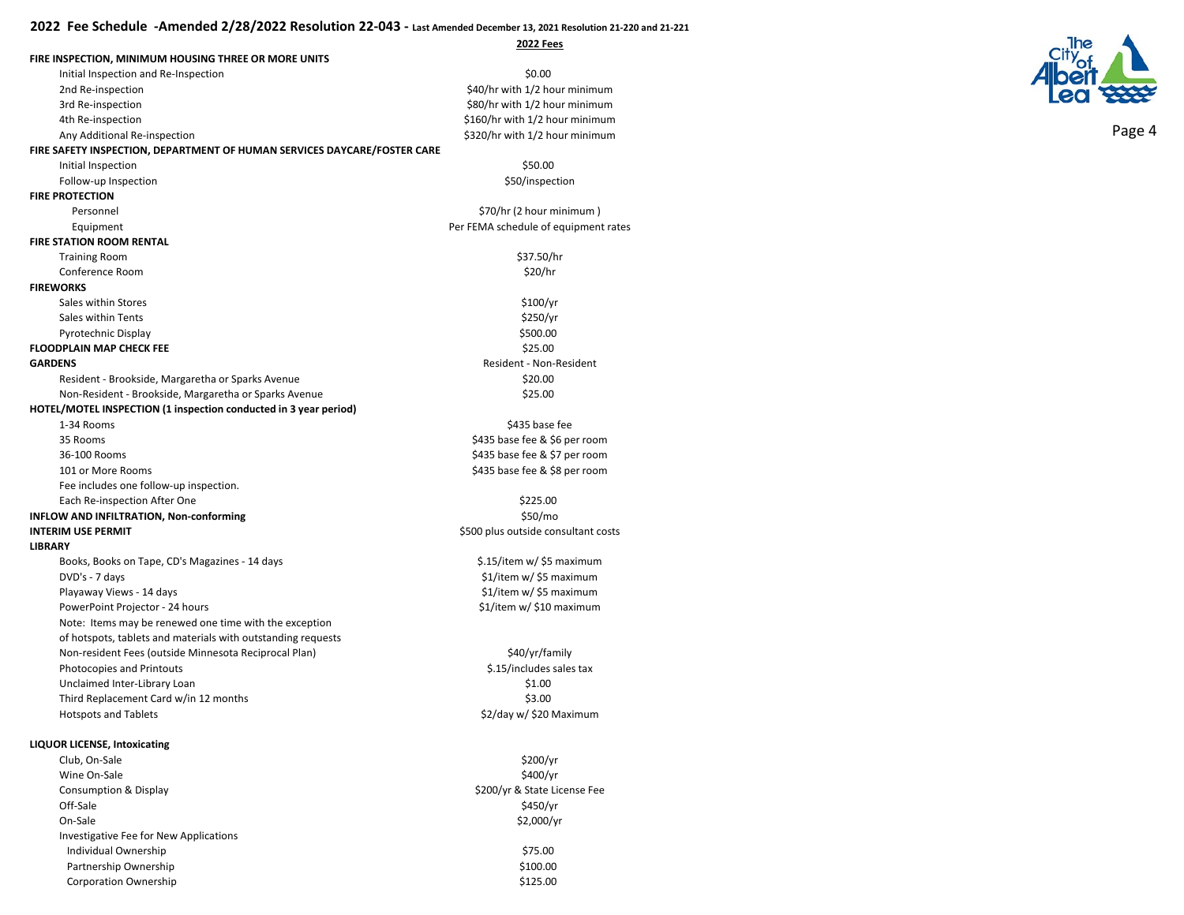## 2022 Fee Schedule -Amended 2/28/2022 Resolution 22-043 - Last Amended December 13, 2021 Resolution 21-220 and 21-221

| | 2022 Fees |
|---|---|
| **FIRE INSPECTION, MINIMUM HOUSING THREE OR MORE UNITS** | |
| Initial Inspection and Re-Inspection | $0.00 |
| 2nd Re-inspection | $40/hr with 1/2 hour minimum |
| 3rd Re-inspection | $80/hr with 1/2 hour minimum |
| 4th Re-inspection | $160/hr with 1/2 hour minimum |
| Any Additional Re-inspection | $320/hr with 1/2 hour minimum |
| **FIRE SAFETY INSPECTION, DEPARTMENT OF HUMAN SERVICES DAYCARE/FOSTER CARE** | |
| Initial Inspection | $50.00 |
| Follow-up Inspection | $50/inspection |
| **FIRE PROTECTION** | |
| Personnel | $70/hr (2 hour minimum ) |
| Equipment | Per FEMA schedule of equipment rates |
| **FIRE STATION ROOM RENTAL** | |
| Training Room | $37.50/hr |
| Conference Room | $20/hr |
| **FIREWORKS** | |
| Sales within Stores | $100/yr |
| Sales within Tents | $250/yr |
| Pyrotechnic Display | $500.00 |
| **FLOODPLAIN MAP CHECK FEE** | $25.00 |
| **GARDENS** | Resident - Non-Resident |
| Resident - Brookside, Margaretha or Sparks Avenue | $20.00 |
| Non-Resident - Brookside, Margaretha or Sparks Avenue | $25.00 |
| **HOTEL/MOTEL INSPECTION (1 inspection conducted in 3 year period)** | |
| 1-34 Rooms | $435 base fee |
| 35 Rooms | $435 base fee & $6 per room |
| 36-100 Rooms | $435 base fee & $7 per room |
| 101 or More Rooms | $435 base fee & $8 per room |
| Fee includes one follow-up inspection. | |
| Each Re-inspection After One | $225.00 |
| **INFLOW AND INFILTRATION, Non-conforming** | $50/mo |
| **INTERIM USE PERMIT** | $500 plus outside consultant costs |
| **LIBRARY** | |
| Books, Books on Tape, CD's Magazines - 14 days | $.15/item w/ $5 maximum |
| DVD's - 7 days | $1/item w/ $5 maximum |
| Playaway Views - 14 days | $1/item w/ $5 maximum |
| PowerPoint Projector - 24 hours | $1/item w/ $10 maximum |
| Note: Items may be renewed one time with the exception of hotspots, tablets and materials with outstanding requests | |
| Non-resident Fees (outside Minnesota Reciprocal Plan) | $40/yr/family |
| Photocopies and Printouts | $.15/includes sales tax |
| Unclaimed Inter-Library Loan | $1.00 |
| Third Replacement Card w/in 12 months | $3.00 |
| Hotspots and Tablets | $2/day w/ $20 Maximum |
| **LIQUOR LICENSE, Intoxicating** | |
| Club, On-Sale | $200/yr |
| Wine On-Sale | $400/yr |
| Consumption & Display | $200/yr & State License Fee |
| Off-Sale | $450/yr |
| On-Sale | $2,000/yr |
| Investigative Fee for New Applications | |
| Individual Ownership | $75.00 |
| Partnership Ownership | $100.00 |
| Corporation Ownership | $125.00 |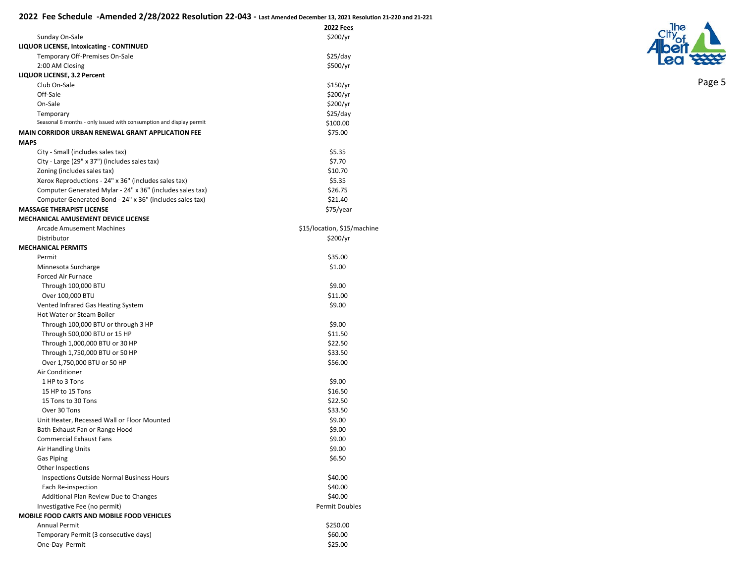# 2022 Fee Schedule -Amended 2/28/2022 Resolution 22-043 - Last Amended December 13, 2021 Resolution 21-220 and 21-221

| | 2022 Fees |
|---|---|
| Sunday On-Sale | $200/yr |
| **LIQUOR LICENSE, Intoxicating - CONTINUED** | |
| Temporary Off-Premises On-Sale | $25/day |
| 2:00 AM Closing | $500/yr |
| **LIQUOR LICENSE, 3.2 Percent** | |
| Club On-Sale | $150/yr |
| Off-Sale | $200/yr |
| On-Sale | $200/yr |
| Temporary | $25/day |
| Seasonal 6 months - only issued with consumption and display permit | $100.00 |
| **MAIN CORRIDOR URBAN RENEWAL GRANT APPLICATION FEE** | $75.00 |
| **MAPS** | |
| City - Small (includes sales tax) | $5.35 |
| City - Large (29" x 37") (includes sales tax) | $7.70 |
| Zoning (includes sales tax) | $10.70 |
| Xerox Reproductions - 24" x 36" (includes sales tax) | $5.35 |
| Computer Generated Mylar - 24" x 36" (includes sales tax) | $26.75 |
| Computer Generated Bond - 24" x 36" (includes sales tax) | $21.40 |
| **MASSAGE THERAPIST LICENSE** | $75/year |
| **MECHANICAL AMUSEMENT DEVICE LICENSE** | |
| Arcade Amusement Machines | $15/location, $15/machine |
| Distributor | $200/yr |
| **MECHANICAL PERMITS** | |
| Permit | $35.00 |
| Minnesota Surcharge | $1.00 |
| Forced Air Furnace | |
| Through 100,000 BTU | $9.00 |
| Over 100,000 BTU | $11.00 |
| Vented Infrared Gas Heating System | $9.00 |
| Hot Water or Steam Boiler | |
| Through 100,000 BTU or through 3 HP | $9.00 |
| Through 500,000 BTU or 15 HP | $11.50 |
| Through 1,000,000 BTU or 30 HP | $22.50 |
| Through 1,750,000 BTU or 50 HP | $33.50 |
| Over 1,750,000 BTU or 50 HP | $56.00 |
| Air Conditioner | |
| 1 HP to 3 Tons | $9.00 |
| 15 HP to 15 Tons | $16.50 |
| 15 Tons to 30 Tons | $22.50 |
| Over 30 Tons | $33.50 |
| Unit Heater, Recessed Wall or Floor Mounted | $9.00 |
| Bath Exhaust Fan or Range Hood | $9.00 |
| Commercial Exhaust Fans | $9.00 |
| Air Handling Units | $9.00 |
| Gas Piping | $6.50 |
| Other Inspections | |
| Inspections Outside Normal Business Hours | $40.00 |
| Each Re-inspection | $40.00 |
| Additional Plan Review Due to Changes | $40.00 |
| Investigative Fee (no permit) | Permit Doubles |
| **MOBILE FOOD CARTS AND MOBILE FOOD VEHICLES** | |
| Annual Permit | $250.00 |
| Temporary Permit (3 consecutive days) | $60.00 |
| One-Day Permit | $25.00 |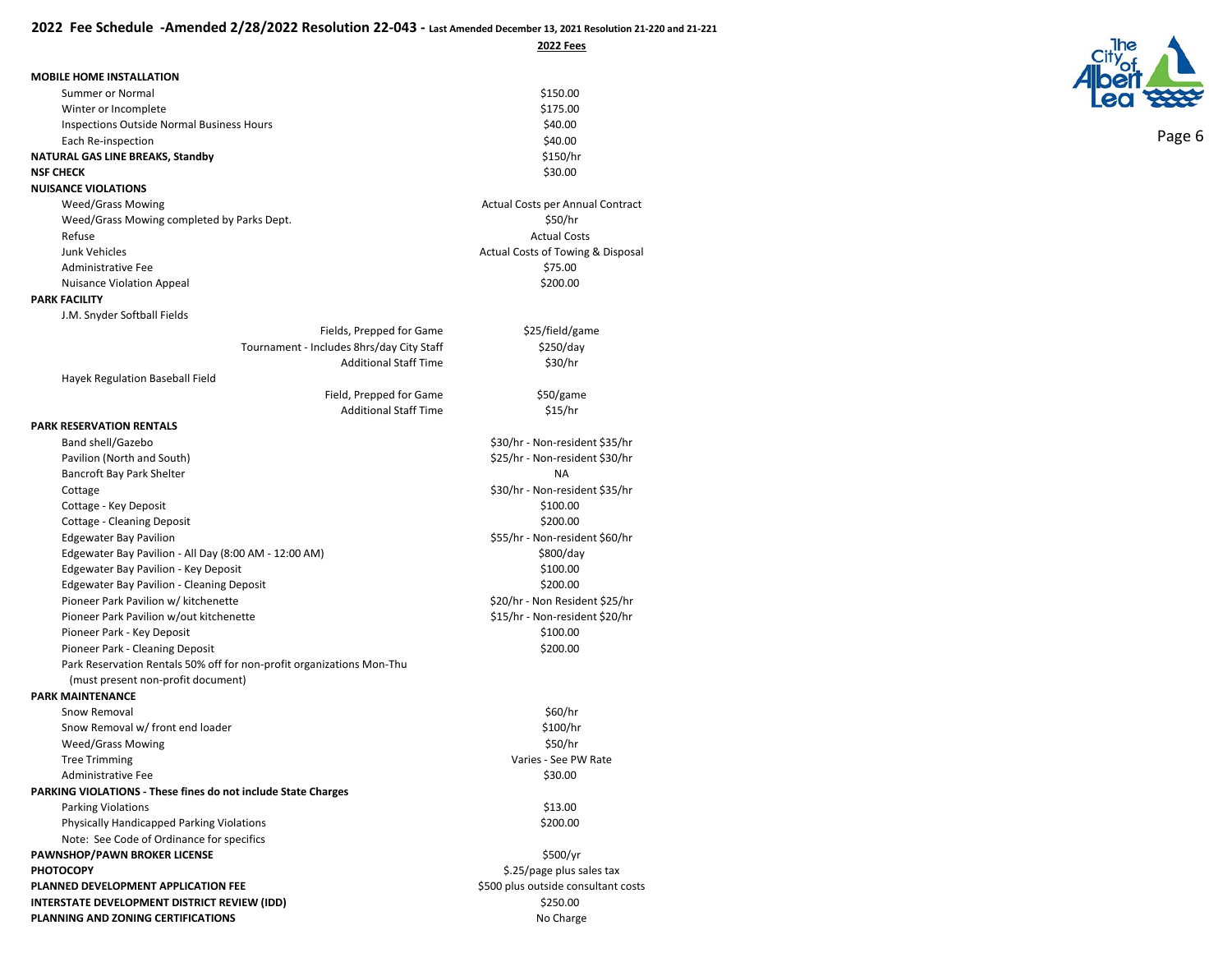# 2022 Fee Schedule -Amended 2/28/2022 Resolution 22-043 - Last Amended December 13, 2021 Resolution 21-220 and 21-221

| | 2022 Fees |
|---|---|
| **MOBILE HOME INSTALLATION** | |
| Summer or Normal | $150.00 |
| Winter or Incomplete | $175.00 |
| Inspections Outside Normal Business Hours | $40.00 |
| Each Re-inspection | $40.00 |
| **NATURAL GAS LINE BREAKS, Standby** | $150/hr |
| **NSF CHECK** | $30.00 |
| **NUISANCE VIOLATIONS** | |
| Weed/Grass Mowing | Actual Costs per Annual Contract |
| Weed/Grass Mowing completed by Parks Dept. | $50/hr |
| Refuse | Actual Costs |
| Junk Vehicles | Actual Costs of Towing & Disposal |
| Administrative Fee | $75.00 |
| Nuisance Violation Appeal | $200.00 |
| **PARK FACILITY** | |
| J.M. Snyder Softball Fields | |
| Fields, Prepped for Game | $25/field/game |
| Tournament - Includes 8hrs/day City Staff | $250/day |
| Additional Staff Time | $30/hr |
| Hayek Regulation Baseball Field | |
| Field, Prepped for Game | $50/game |
| Additional Staff Time | $15/hr |
| **PARK RESERVATION RENTALS** | |
| Band shell/Gazebo | $30/hr - Non-resident $35/hr |
| Pavilion (North and South) | $25/hr - Non-resident $30/hr |
| Bancroft Bay Park Shelter | NA |
| Cottage | $30/hr - Non-resident $35/hr |
| Cottage - Key Deposit | $100.00 |
| Cottage - Cleaning Deposit | $200.00 |
| Edgewater Bay Pavilion | $55/hr - Non-resident $60/hr |
| Edgewater Bay Pavilion - All Day (8:00 AM - 12:00 AM) | $800/day |
| Edgewater Bay Pavilion - Key Deposit | $100.00 |
| Edgewater Bay Pavilion - Cleaning Deposit | $200.00 |
| Pioneer Park Pavilion w/ kitchenette | $20/hr - Non Resident $25/hr |
| Pioneer Park Pavilion w/out kitchenette | $15/hr - Non-resident $20/hr |
| Pioneer Park - Key Deposit | $100.00 |
| Pioneer Park - Cleaning Deposit | $200.00 |
| Park Reservation Rentals 50% off for non-profit organizations Mon-Thu (must present non-profit document) | |
| **PARK MAINTENANCE** | |
| Snow Removal | $60/hr |
| Snow Removal w/ front end loader | $100/hr |
| Weed/Grass Mowing | $50/hr |
| Tree Trimming | Varies - See PW Rate |
| Administrative Fee | $30.00 |
| **PARKING VIOLATIONS - These fines do not include State Charges** | |
| Parking Violations | $13.00 |
| Physically Handicapped Parking Violations | $200.00 |
| Note: See Code of Ordinance for specifics | |
| **PAWNSHOP/PAWN BROKER LICENSE** | $500/yr |
| **PHOTOCOPY** | $.25/page plus sales tax |
| **PLANNED DEVELOPMENT APPLICATION FEE** | $500 plus outside consultant costs |
| **INTERSTATE DEVELOPMENT DISTRICT REVIEW (IDD)** | $250.00 |
| **PLANNING AND ZONING CERTIFICATIONS** | No Charge |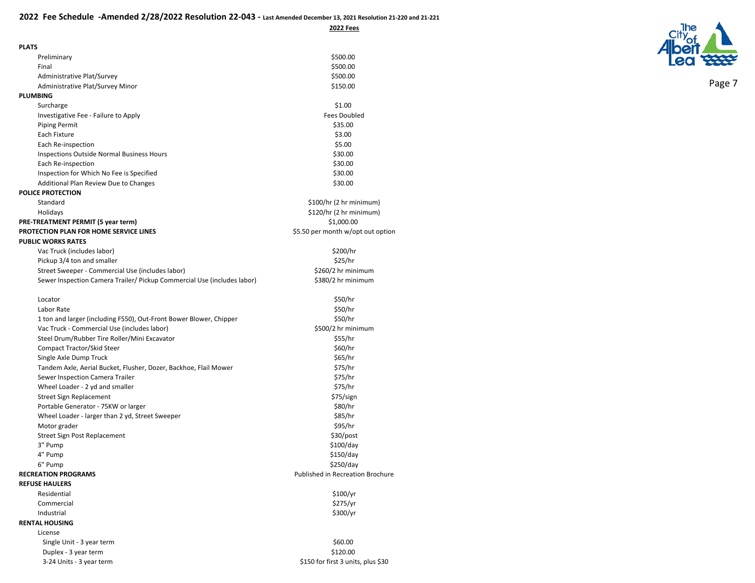# 2022 Fee Schedule -Amended 2/28/2022 Resolution 22-043 - Last Amended December 13, 2021 Resolution 21-220 and 21-221

| | 2022 Fees |
|---|---|
| **PLATS** | |
| Preliminary | $500.00 |
| Final | $500.00 |
| Administrative Plat/Survey | $500.00 |
| Administrative Plat/Survey Minor | $150.00 |
| **PLUMBING** | |
| Surcharge | $1.00 |
| Investigative Fee - Failure to Apply | Fees Doubled |
| Piping Permit | $35.00 |
| Each Fixture | $3.00 |
| Each Re-inspection | $5.00 |
| Inspections Outside Normal Business Hours | $30.00 |
| Each Re-inspection | $30.00 |
| Inspection for Which No Fee is Specified | $30.00 |
| Additional Plan Review Due to Changes | $30.00 |
| **POLICE PROTECTION** | |
| Standard | $100/hr (2 hr minimum) |
| Holidays | $120/hr (2 hr minimum) |
| **PRE-TREATMENT PERMIT (5 year term)** | $1,000.00 |
| **PROTECTION PLAN FOR HOME SERVICE LINES** | $5.50 per month w/opt out option |
| **PUBLIC WORKS RATES** | |
| Vac Truck (includes labor) | $200/hr |
| Pickup 3/4 ton and smaller | $25/hr |
| Street Sweeper - Commercial Use (includes labor) | $260/2 hr minimum |
| Sewer Inspection Camera Trailer/ Pickup Commercial Use (includes labor) | $380/2 hr minimum |
| Locator | $50/hr |
| Labor Rate | $50/hr |
| 1 ton and larger (including F550), Out-Front Bower Blower, Chipper | $50/hr |
| Vac Truck - Commercial Use (includes labor) | $500/2 hr minimum |
| Steel Drum/Rubber Tire Roller/Mini Excavator | $55/hr |
| Compact Tractor/Skid Steer | $60/hr |
| Single Axle Dump Truck | $65/hr |
| Tandem Axle, Aerial Bucket, Flusher, Dozer, Backhoe, Flail Mower | $75/hr |
| Sewer Inspection Camera Trailer | $75/hr |
| Wheel Loader - 2 yd and smaller | $75/hr |
| Street Sign Replacement | $75/sign |
| Portable Generator - 75KW or larger | $80/hr |
| Wheel Loader - larger than 2 yd, Street Sweeper | $85/hr |
| Motor grader | $95/hr |
| Street Sign Post Replacement | $30/post |
| 3" Pump | $100/day |
| 4" Pump | $150/day |
| 6" Pump | $250/day |
| **RECREATION PROGRAMS** | Published in Recreation Brochure |
| **REFUSE HAULERS** | |
| Residential | $100/yr |
| Commercial | $275/yr |
| Industrial | $300/yr |
| **RENTAL HOUSING** | |
| License | |
| Single Unit - 3 year term | $60.00 |
| Duplex - 3 year term | $120.00 |
| 3-24 Units - 3 year term | $150 for first 3 units, plus $30 |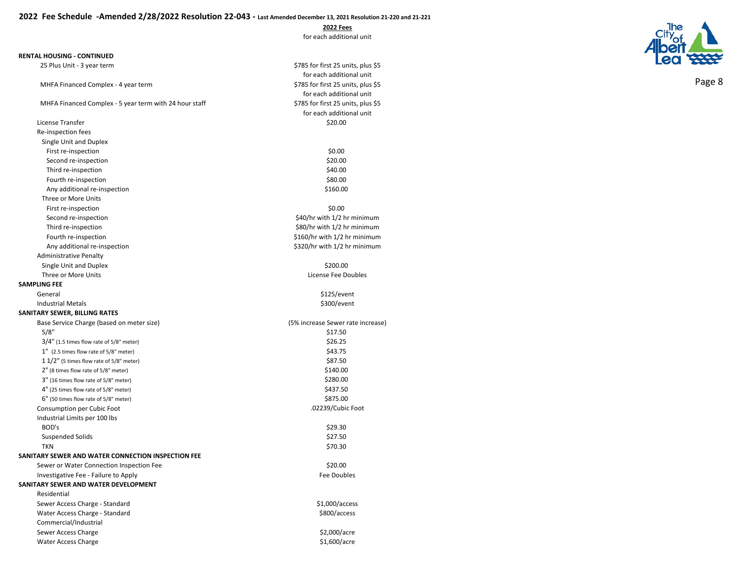# 2022 Fee Schedule -Amended 2/28/2022 Resolution 22-043 - Last Amended December 13, 2021 Resolution 21-220 and 21-221

| | 2022 Fees |
|---|---|
| | for each additional unit |
| **RENTAL HOUSING - CONTINUED** | |
| 25 Plus Unit - 3 year term | $785 for first 25 units, plus $5 for each additional unit |
| MHFA Financed Complex - 4 year term | $785 for first 25 units, plus $5 for each additional unit |
| MHFA Financed Complex - 5 year term with 24 hour staff | $785 for first 25 units, plus $5 for each additional unit |
| License Transfer | $20.00 |
| Re-inspection fees | |
| Single Unit and Duplex | |
| First re-inspection | $0.00 |
| Second re-inspection | $20.00 |
| Third re-inspection | $40.00 |
| Fourth re-inspection | $80.00 |
| Any additional re-inspection | $160.00 |
| Three or More Units | |
| First re-inspection | $0.00 |
| Second re-inspection | $40/hr with 1/2 hr minimum |
| Third re-inspection | $80/hr with 1/2 hr minimum |
| Fourth re-inspection | $160/hr with 1/2 hr minimum |
| Any additional re-inspection | $320/hr with 1/2 hr minimum |
| Administrative Penalty | |
| Single Unit and Duplex | $200.00 |
| Three or More Units | License Fee Doubles |
| **SAMPLING FEE** | |
| General | $125/event |
| Industrial Metals | $300/event |
| **SANITARY SEWER, BILLING RATES** | |
| Base Service Charge (based on meter size) | (5% increase Sewer rate increase) |
| 5/8" | $17.50 |
| 3/4" (1.5 times flow rate of 5/8" meter) | $26.25 |
| 1" (2.5 times flow rate of 5/8" meter) | $43.75 |
| 1 1/2" (5 times flow rate of 5/8" meter) | $87.50 |
| 2" (8 times flow rate of 5/8" meter) | $140.00 |
| 3" (16 times flow rate of 5/8" meter) | $280.00 |
| 4" (25 times flow rate of 5/8" meter) | $437.50 |
| 6" (50 times flow rate of 5/8" meter) | $875.00 |
| Consumption per Cubic Foot | .02239/Cubic Foot |
| Industrial Limits per 100 lbs | |
| BOD's | $29.30 |
| Suspended Solids | $27.50 |
| TKN | $70.30 |
| **SANITARY SEWER AND WATER CONNECTION INSPECTION FEE** | |
| Sewer or Water Connection Inspection Fee | $20.00 |
| Investigative Fee - Failure to Apply | Fee Doubles |
| **SANITARY SEWER AND WATER DEVELOPMENT** | |
| Residential | |
| Sewer Access Charge - Standard | $1,000/access |
| Water Access Charge - Standard | $800/access |
| Commercial/Industrial | |
| Sewer Access Charge | $2,000/acre |
| Water Access Charge | $1,600/acre |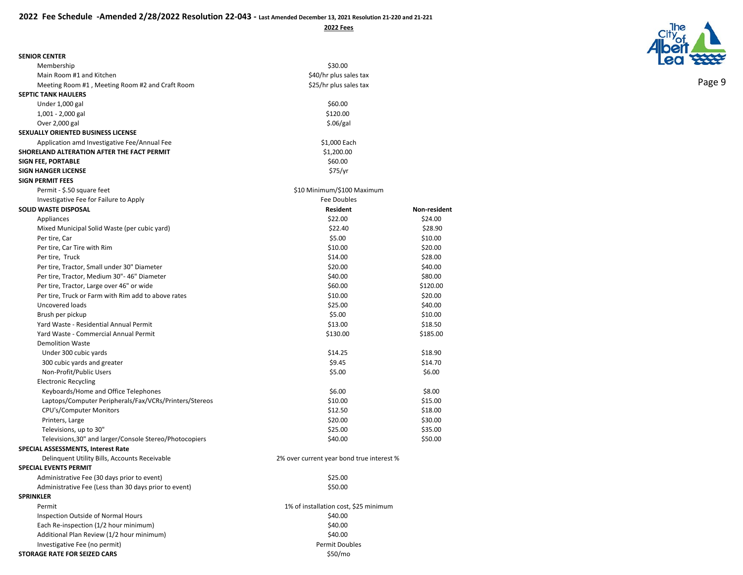## 2022 Fee Schedule -Amended 2/28/2022 Resolution 22-043 - Last Amended December 13, 2021 Resolution 21-220 and 21-221

| | 2022 Fees | |
|---|---|---|
| **SENIOR CENTER** | | |
| Membership | $30.00 | |
| Main Room #1 and Kitchen | $40/hr plus sales tax | |
| Meeting Room #1 , Meeting Room #2 and Craft Room | $25/hr plus sales tax | |
| **SEPTIC TANK HAULERS** | | |
| Under 1,000 gal | $60.00 | |
| 1,001 - 2,000 gal | $120.00 | |
| Over 2,000 gal | $.06/gal | |
| **SEXUALLY ORIENTED BUSINESS LICENSE** | | |
| Application amd Investigative Fee/Annual Fee | $1,000 Each | |
| **SHORELAND ALTERATION AFTER THE FACT PERMIT** | $1,200.00 | |
| **SIGN FEE, PORTABLE** | $60.00 | |
| **SIGN HANGER LICENSE** | $75/yr | |
| **SIGN PERMIT FEES** | | |
| Permit - $.50 square feet | $10 Minimum/$100 Maximum | |
| Investigative Fee for Failure to Apply | Fee Doubles | |
| **SOLID WASTE DISPOSAL** | **Resident** | **Non-resident** |
| Appliances | $22.00 | $24.00 |
| Mixed Municipal Solid Waste (per cubic yard) | $22.40 | $28.90 |
| Per tire, Car | $5.00 | $10.00 |
| Per tire, Car Tire with Rim | $10.00 | $20.00 |
| Per tire, Truck | $14.00 | $28.00 |
| Per tire, Tractor, Small under 30" Diameter | $20.00 | $40.00 |
| Per tire, Tractor, Medium 30"- 46" Diameter | $40.00 | $80.00 |
| Per tire, Tractor, Large over 46" or wide | $60.00 | $120.00 |
| Per tire, Truck or Farm with Rim add to above rates | $10.00 | $20.00 |
| Uncovered loads | $25.00 | $40.00 |
| Brush per pickup | $5.00 | $10.00 |
| Yard Waste - Residential Annual Permit | $13.00 | $18.50 |
| Yard Waste - Commercial Annual Permit | $130.00 | $185.00 |
| Demolition Waste | | |
| Under 300 cubic yards | $14.25 | $18.90 |
| 300 cubic yards and greater | $9.45 | $14.70 |
| Non-Profit/Public Users | $5.00 | $6.00 |
| Electronic Recycling | | |
| Keyboards/Home and Office Telephones | $6.00 | $8.00 |
| Laptops/Computer Peripherals/Fax/VCRs/Printers/Stereos | $10.00 | $15.00 |
| CPU's/Computer Monitors | $12.50 | $18.00 |
| Printers, Large | $20.00 | $30.00 |
| Televisions, up to 30" | $25.00 | $35.00 |
| Televisions,30" and larger/Console Stereo/Photocopiers | $40.00 | $50.00 |
| **SPECIAL ASSESSMENTS, Interest Rate** | | |
| Delinquent Utility Bills, Accounts Receivable | 2% over current year bond true interest % | |
| **SPECIAL EVENTS PERMIT** | | |
| Administrative Fee (30 days prior to event) | $25.00 | |
| Administrative Fee (Less than 30 days prior to event) | $50.00 | |
| **SPRINKLER** | | |
| Permit | 1% of installation cost, $25 minimum | |
| Inspection Outside of Normal Hours | $40.00 | |
| Each Re-inspection (1/2 hour minimum) | $40.00 | |
| Additional Plan Review (1/2 hour minimum) | $40.00 | |
| Investigative Fee (no permit) | Permit Doubles | |
| **STORAGE RATE FOR SEIZED CARS** | $50/mo | |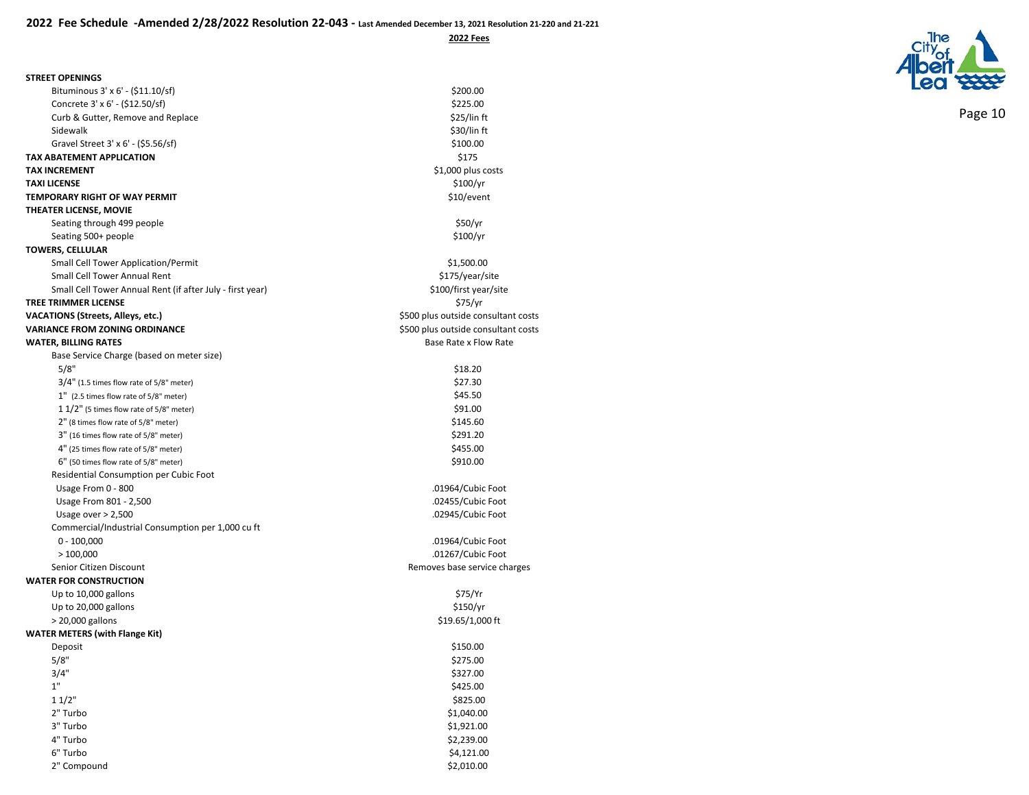# 2022 Fee Schedule -Amended 2/28/2022 Resolution 22-043 - Last Amended December 13, 2021 Resolution 21-220 and 21-221

| | 2022 Fees |
|---|---|
| **STREET OPENINGS** | |
| Bituminous 3' x 6' - ($11.10/sf) | $200.00 |
| Concrete 3' x 6' - ($12.50/sf) | $225.00 |
| Curb & Gutter, Remove and Replace | $25/lin ft |
| Sidewalk | $30/lin ft |
| Gravel Street 3' x 6' - ($5.56/sf) | $100.00 |
| **TAX ABATEMENT APPLICATION** | $175 |
| **TAX INCREMENT** | $1,000 plus costs |
| **TAXI LICENSE** | $100/yr |
| **TEMPORARY RIGHT OF WAY PERMIT** | $10/event |
| **THEATER LICENSE, MOVIE** | |
| Seating through 499 people | $50/yr |
| Seating 500+ people | $100/yr |
| **TOWERS, CELLULAR** | |
| Small Cell Tower Application/Permit | $1,500.00 |
| Small Cell Tower Annual Rent | $175/year/site |
| Small Cell Tower Annual Rent (if after July - first year) | $100/first year/site |
| **TREE TRIMMER LICENSE** | $75/yr |
| **VACATIONS (Streets, Alleys, etc.)** | $500 plus outside consultant costs |
| **VARIANCE FROM ZONING ORDINANCE** | $500 plus outside consultant costs |
| **WATER, BILLING RATES** | Base Rate x Flow Rate |
| Base Service Charge (based on meter size) | |
| 5/8" | $18.20 |
| 3/4" (1.5 times flow rate of 5/8" meter) | $27.30 |
| 1" (2.5 times flow rate of 5/8" meter) | $45.50 |
| 1 1/2" (5 times flow rate of 5/8" meter) | $91.00 |
| 2" (8 times flow rate of 5/8" meter) | $145.60 |
| 3" (16 times flow rate of 5/8" meter) | $291.20 |
| 4" (25 times flow rate of 5/8" meter) | $455.00 |
| 6" (50 times flow rate of 5/8" meter) | $910.00 |
| Residential Consumption per Cubic Foot | |
| Usage From 0 - 800 | .01964/Cubic Foot |
| Usage From 801 - 2,500 | .02455/Cubic Foot |
| Usage over > 2,500 | .02945/Cubic Foot |
| Commercial/Industrial Consumption per 1,000 cu ft | |
| 0 - 100,000 | .01964/Cubic Foot |
| > 100,000 | .01267/Cubic Foot |
| Senior Citizen Discount | Removes base service charges |
| **WATER FOR CONSTRUCTION** | |
| Up to 10,000 gallons | $75/Yr |
| Up to 20,000 gallons | $150/yr |
| > 20,000 gallons | $19.65/1,000 ft |
| **WATER METERS (with Flange Kit)** | |
| Deposit | $150.00 |
| 5/8" | $275.00 |
| 3/4" | $327.00 |
| 1" | $425.00 |
| 1 1/2" | $825.00 |
| 2" Turbo | $1,040.00 |
| 3" Turbo | $1,921.00 |
| 4" Turbo | $2,239.00 |
| 6" Turbo | $4,121.00 |
| 2" Compound | $2,010.00 |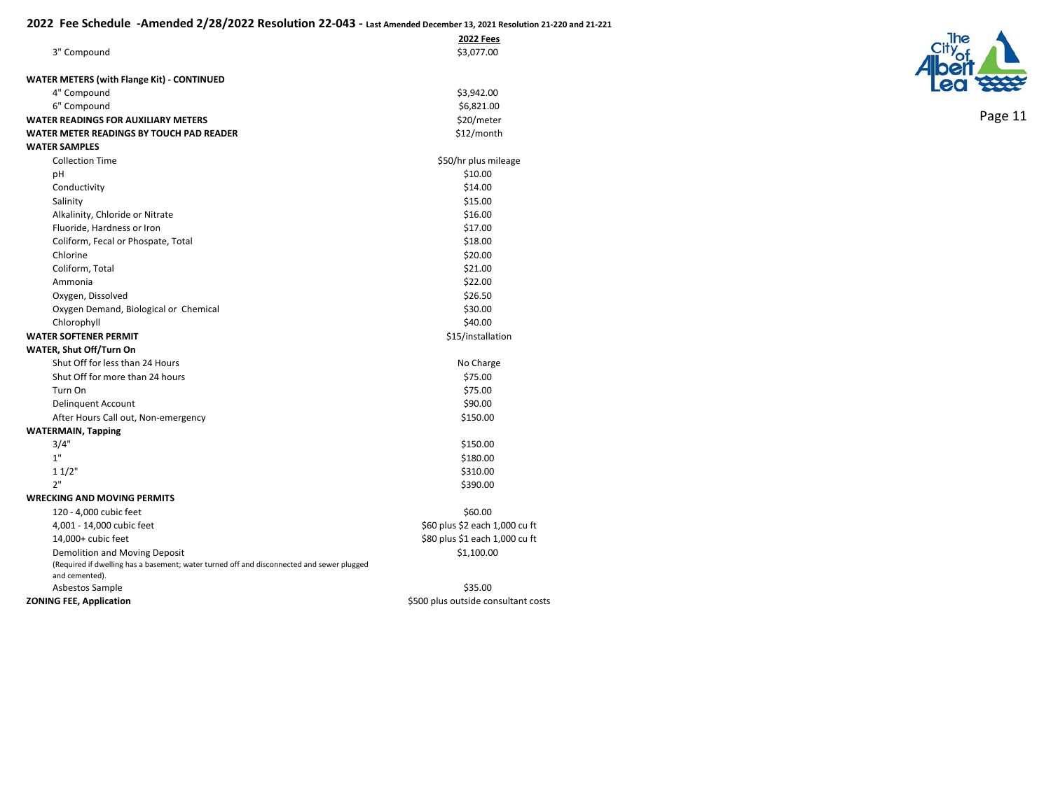# 2022 Fee Schedule -Amended 2/28/2022 Resolution 22-043 - Last Amended December 13, 2021 Resolution 21-220 and 21-221

| | 2022 Fees |
|---|---|
| 3" Compound | $3,077.00 |
| **WATER METERS (with Flange Kit) - CONTINUED** | |
| 4" Compound | $3,942.00 |
| 6" Compound | $6,821.00 |
| **WATER READINGS FOR AUXILIARY METERS** | $20/meter |
| **WATER METER READINGS BY TOUCH PAD READER** | $12/month |
| **WATER SAMPLES** | |
| Collection Time | $50/hr plus mileage |
| pH | $10.00 |
| Conductivity | $14.00 |
| Salinity | $15.00 |
| Alkalinity, Chloride or Nitrate | $16.00 |
| Fluoride, Hardness or Iron | $17.00 |
| Coliform, Fecal or Phospate, Total | $18.00 |
| Chlorine | $20.00 |
| Coliform, Total | $21.00 |
| Ammonia | $22.00 |
| Oxygen, Dissolved | $26.50 |
| Oxygen Demand, Biological or Chemical | $30.00 |
| Chlorophyll | $40.00 |
| **WATER SOFTENER PERMIT** | $15/installation |
| **WATER, Shut Off/Turn On** | |
| Shut Off for less than 24 Hours | No Charge |
| Shut Off for more than 24 hours | $75.00 |
| Turn On | $75.00 |
| Delinquent Account | $90.00 |
| After Hours Call out, Non-emergency | $150.00 |
| **WATERMAIN, Tapping** | |
| 3/4" | $150.00 |
| 1" | $180.00 |
| 1 1/2" | $310.00 |
| 2" | $390.00 |
| **WRECKING AND MOVING PERMITS** | |
| 120 - 4,000 cubic feet | $60.00 |
| 4,001 - 14,000 cubic feet | $60 plus $2 each 1,000 cu ft |
| 14,000+ cubic feet | $80 plus $1 each 1,000 cu ft |
| Demolition and Moving Deposit (Required if dwelling has a basement; water turned off and disconnected and sewer plugged and cemented). | $1,100.00 |
| Asbestos Sample | $35.00 |
| **ZONING FEE, Application** | $500 plus outside consultant costs |